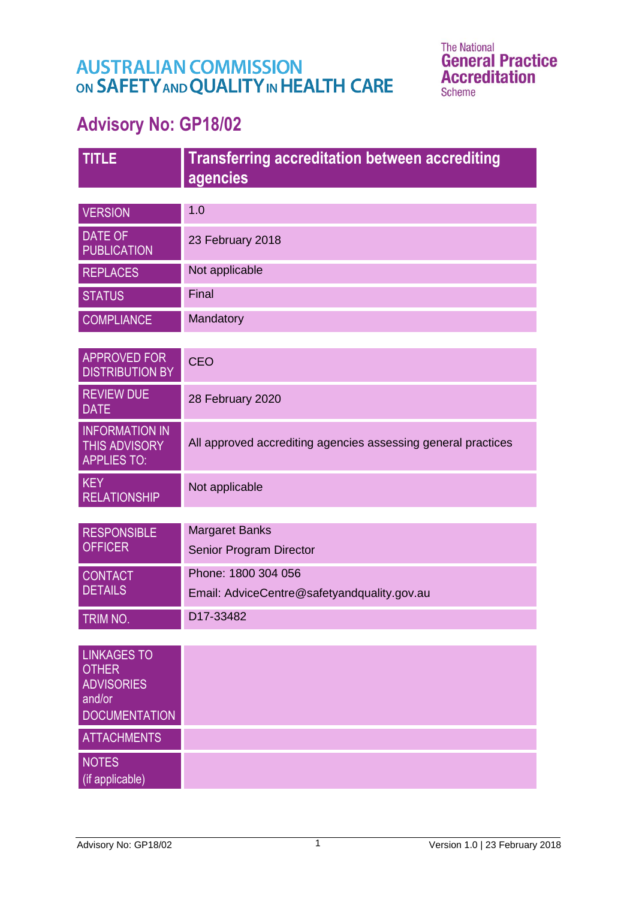AUSTRALIAN COMMISSION ON SAFETY AND QUALITY IN HEALTH CARE

The National General Practice Accreditation Scheme

# Advisory No: GP18/02

| TITLE | Transferring accreditation between accrediting agencies |
|---|---|
| VERSION | 1.0 |
| DATE OF PUBLICATION | 23 February 2018 |
| REPLACES | Not applicable |
| STATUS | Final |
| COMPLIANCE | Mandatory |
| APPROVED FOR DISTRIBUTION BY | CEO |
| REVIEW DUE DATE | 28 February 2020 |
| INFORMATION IN THIS ADVISORY APPLIES TO: | All approved accrediting agencies assessing general practices |
| KEY RELATIONSHIP | Not applicable |
| RESPONSIBLE OFFICER | Margaret Banks<br>Senior Program Director |
| CONTACT DETAILS | Phone: 1800 304 056<br>Email: AdviceCentre@safetyandquality.gov.au |
| TRIM NO. | D17-33482 |
| LINKAGES TO OTHER ADVISORIES and/or DOCUMENTATION | |
| ATTACHMENTS | |
| NOTES (if applicable) | |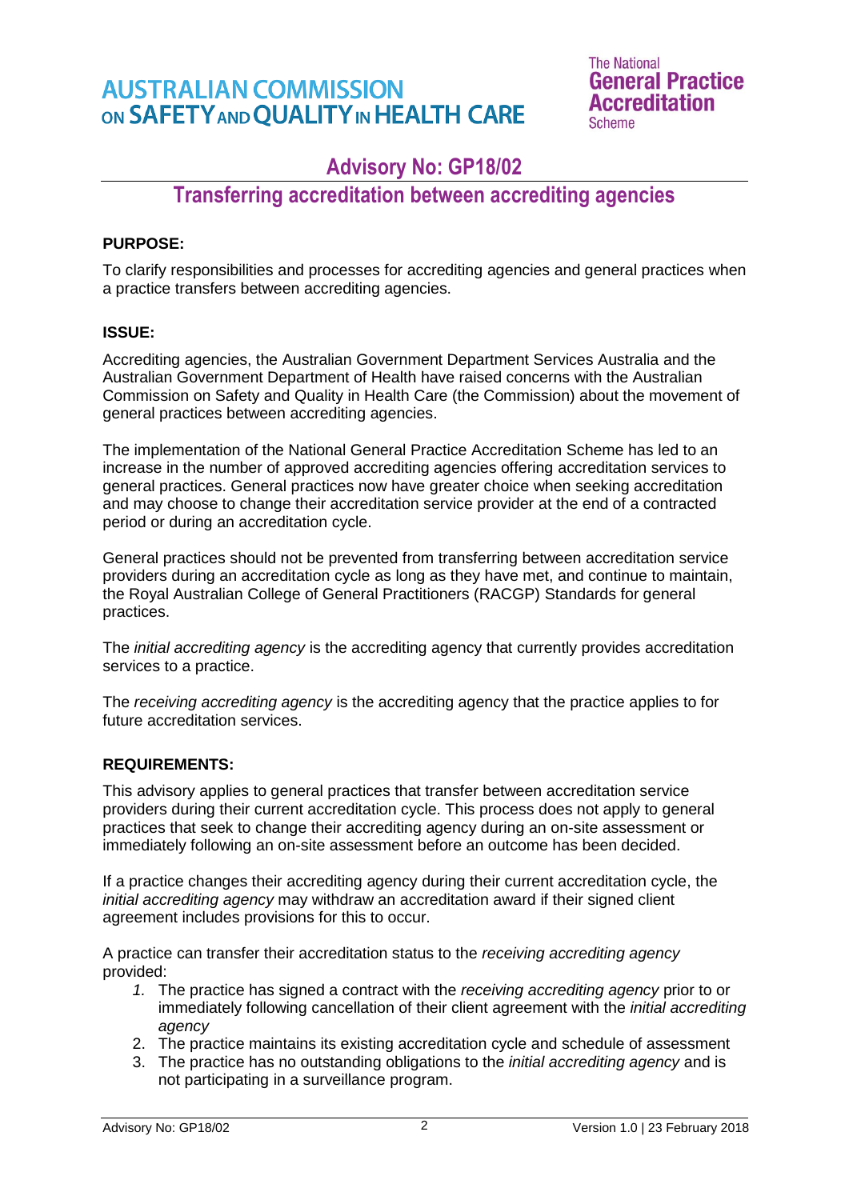# Advisory No: GP18/02

## Transferring accreditation between accrediting agencies

**PURPOSE:**

To clarify responsibilities and processes for accrediting agencies and general practices when a practice transfers between accrediting agencies.

**ISSUE:**

Accrediting agencies, the Australian Government Department Services Australia and the Australian Government Department of Health have raised concerns with the Australian Commission on Safety and Quality in Health Care (the Commission) about the movement of general practices between accrediting agencies.

The implementation of the National General Practice Accreditation Scheme has led to an increase in the number of approved accrediting agencies offering accreditation services to general practices. General practices now have greater choice when seeking accreditation and may choose to change their accreditation service provider at the end of a contracted period or during an accreditation cycle.

General practices should not be prevented from transferring between accreditation service providers during an accreditation cycle as long as they have met, and continue to maintain, the Royal Australian College of General Practitioners (RACGP) Standards for general practices.

The *initial accrediting agency* is the accrediting agency that currently provides accreditation services to a practice.

The *receiving accrediting agency* is the accrediting agency that the practice applies to for future accreditation services.

**REQUIREMENTS:**

This advisory applies to general practices that transfer between accreditation service providers during their current accreditation cycle. This process does not apply to general practices that seek to change their accrediting agency during an on-site assessment or immediately following an on-site assessment before an outcome has been decided.

If a practice changes their accrediting agency during their current accreditation cycle, the *initial accrediting agency* may withdraw an accreditation award if their signed client agreement includes provisions for this to occur.

A practice can transfer their accreditation status to the *receiving accrediting agency* provided:

1. The practice has signed a contract with the *receiving accrediting agency* prior to or immediately following cancellation of their client agreement with the *initial accrediting agency*
2. The practice maintains its existing accreditation cycle and schedule of assessment
3. The practice has no outstanding obligations to the *initial accrediting agency* and is not participating in a surveillance program.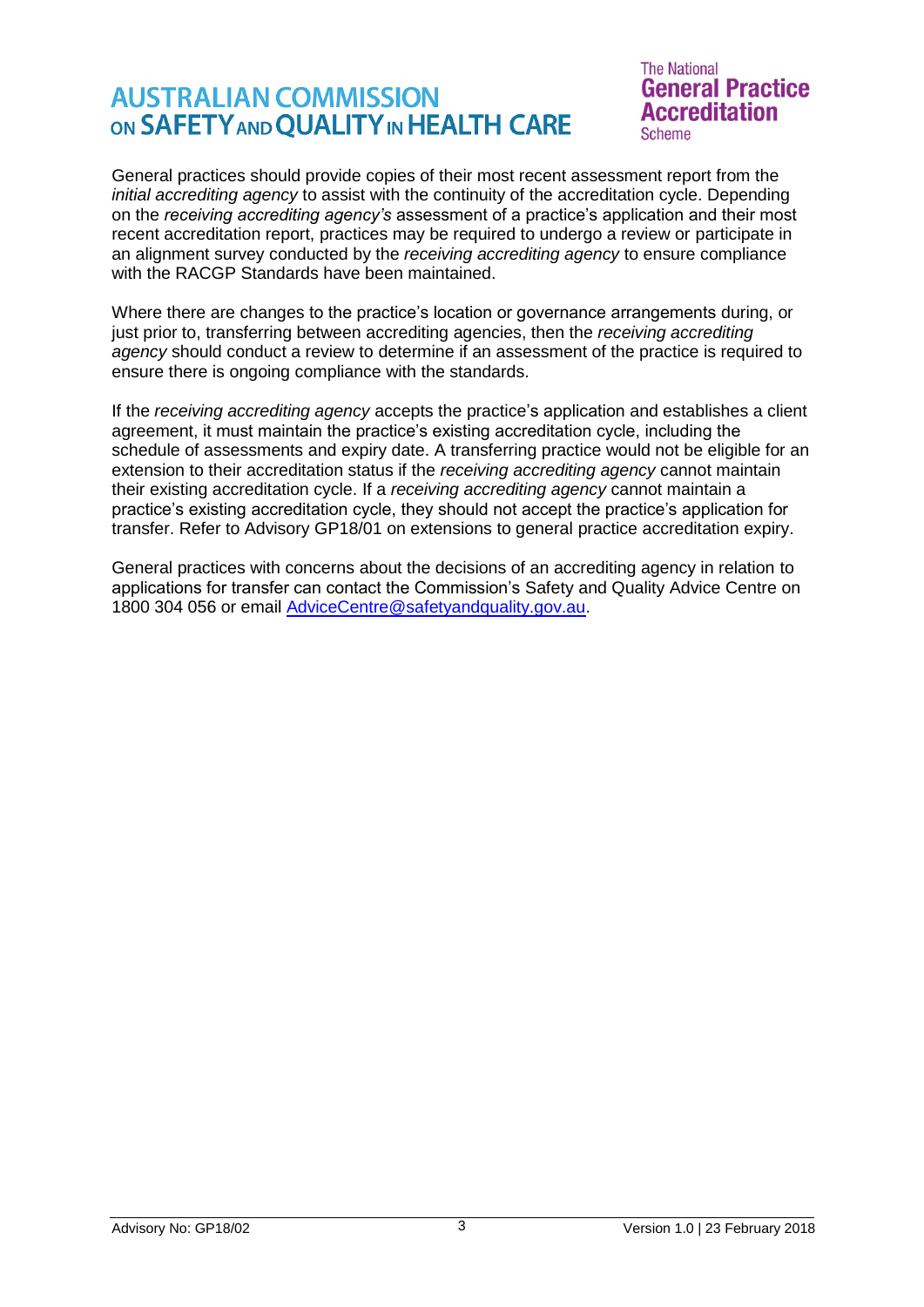General practices should provide copies of their most recent assessment report from the *initial accrediting agency* to assist with the continuity of the accreditation cycle. Depending on the *receiving accrediting agency's* assessment of a practice's application and their most recent accreditation report, practices may be required to undergo a review or participate in an alignment survey conducted by the *receiving accrediting agency* to ensure compliance with the RACGP Standards have been maintained.

Where there are changes to the practice's location or governance arrangements during, or just prior to, transferring between accrediting agencies, then the *receiving accrediting agency* should conduct a review to determine if an assessment of the practice is required to ensure there is ongoing compliance with the standards.

If the *receiving accrediting agency* accepts the practice's application and establishes a client agreement, it must maintain the practice's existing accreditation cycle, including the schedule of assessments and expiry date. A transferring practice would not be eligible for an extension to their accreditation status if the *receiving accrediting agency* cannot maintain their existing accreditation cycle. If a *receiving accrediting agency* cannot maintain a practice's existing accreditation cycle, they should not accept the practice's application for transfer. Refer to Advisory GP18/01 on extensions to general practice accreditation expiry.

General practices with concerns about the decisions of an accrediting agency in relation to applications for transfer can contact the Commission's Safety and Quality Advice Centre on 1800 304 056 or email [AdviceCentre@safetyandquality.gov.au](mailto:AdviceCentre@safetyandquality.gov.au).